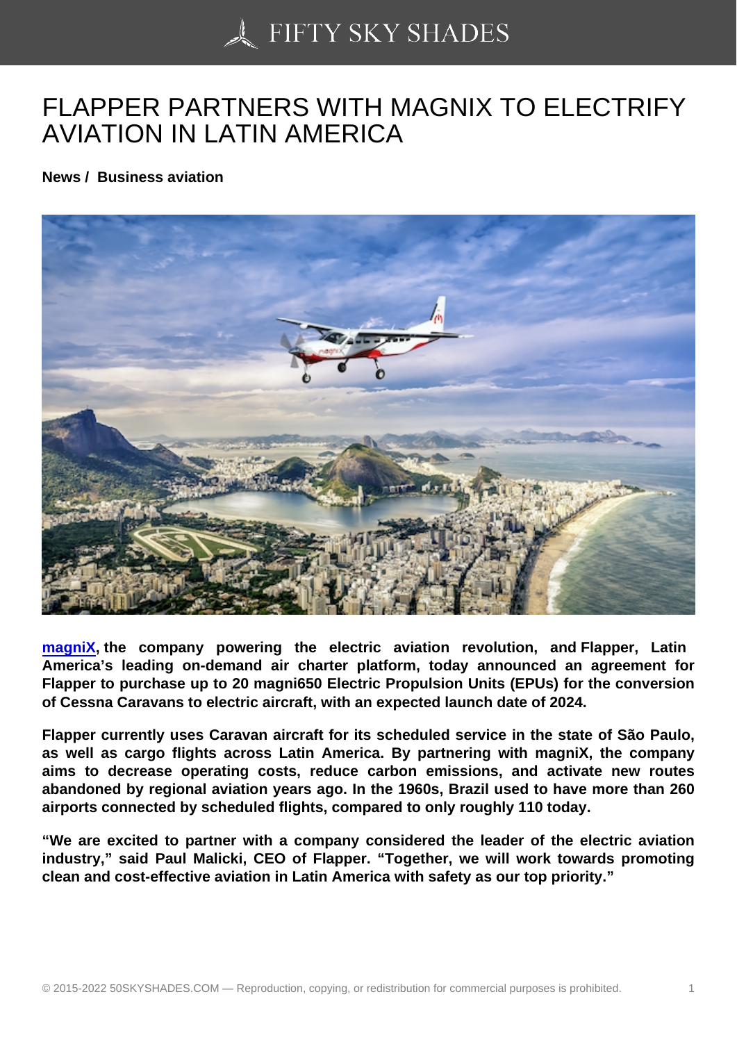# FLAPPER PARTNERS WITH MAGNIX TO ELECTRIFY AVIATION IN LATIN AMERICA

**News / Business aviation**

**magniX, the company powering the electric aviation revolution, and Flapper, Latin America's leading on-demand air charter platform, today announced an agreement for Flapper to purchase up to 20 magni650 Electric Propulsion Units (EPUs) for the conversion of Cessna Caravans to electric aircraft, with an expected launch date of 2024.**

**Flapper currently uses Caravan aircraft for its scheduled service in the state of São Paulo, as well as cargo flights across Latin America. By partnering with magniX, the company aims to decrease operating costs, reduce carbon emissions, and activate new routes abandoned by regional aviation years ago. In the 1960s, Brazil used to have more than 260 airports connected by scheduled flights, compared to only roughly 110 today.**

**"We are excited to partner with a company considered the leader of the electric aviation industry," said Paul Malicki, CEO of Flapper. "Together, we will work towards promoting clean and cost-effective aviation in Latin America with safety as our top priority."**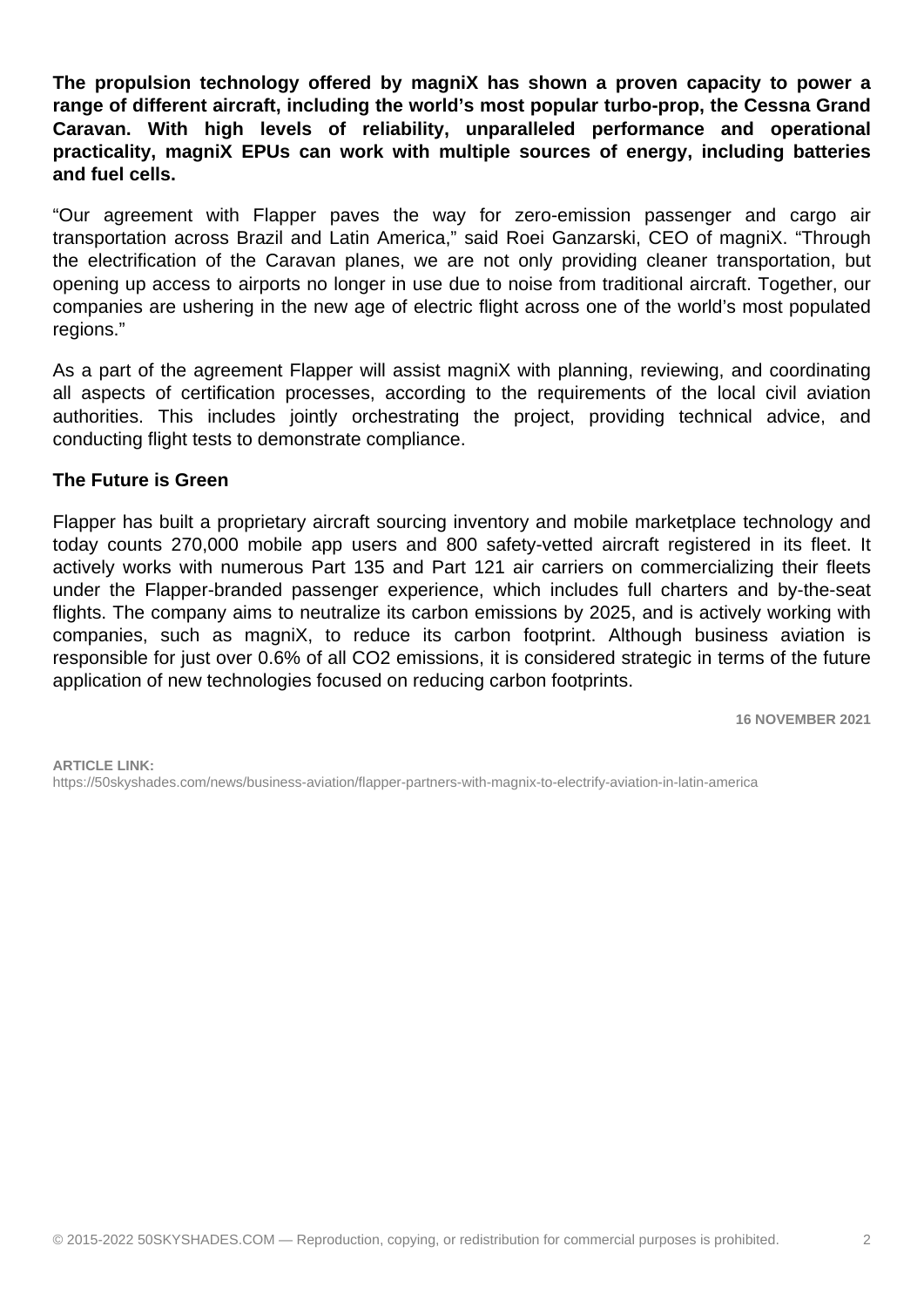**The propulsion technology offered by magniX has shown a proven capacity to power a range of different aircraft, including the world's most popular turbo-prop, the Cessna Grand Caravan. With high levels of reliability, unparalleled performance and operational practicality, magniX EPUs can work with multiple sources of energy, including batteries and fuel cells.**

"Our agreement with Flapper paves the way for zero-emission passenger and cargo air transportation across Brazil and Latin America," said Roei Ganzarski, CEO of magniX. "Through the electrification of the Caravan planes, we are not only providing cleaner transportation, but opening up access to airports no longer in use due to noise from traditional aircraft. Together, our companies are ushering in the new age of electric flight across one of the world's most populated regions."

As a part of the agreement Flapper will assist magniX with planning, reviewing, and coordinating all aspects of certification processes, according to the requirements of the local civil aviation authorities. This includes jointly orchestrating the project, providing technical advice, and conducting flight tests to demonstrate compliance.

## The Future is Green

Flapper has built a proprietary aircraft sourcing inventory and mobile marketplace technology and today counts 270,000 mobile app users and 800 safety-vetted aircraft registered in its fleet. It actively works with numerous Part 135 and Part 121 air carriers on commercializing their fleets under the Flapper-branded passenger experience, which includes full charters and by-the-seat flights. The company aims to neutralize its carbon emissions by 2025, and is actively working with companies, such as magniX, to reduce its carbon footprint. Although business aviation is responsible for just over 0.6% of all $CO_2$ emissions, it is considered strategic in terms of the future application of new technologies focused on reducing carbon footprints.

**16 NOVEMBER 2021**

**ARTICLE LINK:**
https://50skyshades.com/news/business-aviation/flapper-partners-with-magnix-to-electrify-aviation-in-latin-america